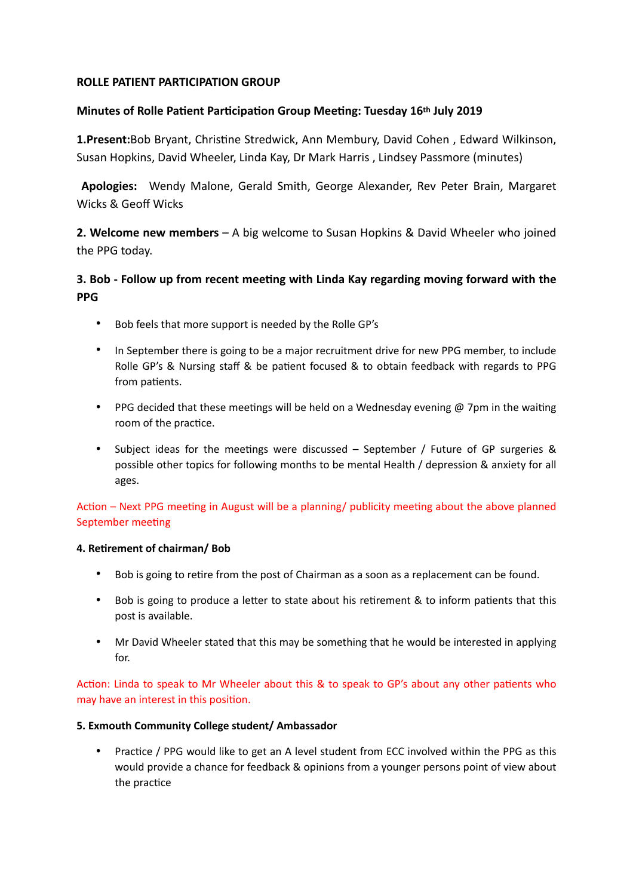# ROLLE PATIENT PARTICIPATION GROUP

## Minutes of Rolle Patient Participation Group Meeting: Tuesday 16th July 2019

**1.Present:**Bob Bryant, Christine Stredwick, Ann Membury, David Cohen , Edward Wilkinson, Susan Hopkins, David Wheeler, Linda Kay, Dr Mark Harris , Lindsey Passmore (minutes)

**Apologies:** Wendy Malone, Gerald Smith, George Alexander, Rev Peter Brain, Margaret Wicks & Geoff Wicks

**2. Welcome new members** – A big welcome to Susan Hopkins & David Wheeler who joined the PPG today.

### 3. Bob - Follow up from recent meeting with Linda Kay regarding moving forward with the PPG

- Bob feels that more support is needed by the Rolle GP's
- In September there is going to be a major recruitment drive for new PPG member, to include Rolle GP's & Nursing staff & be patient focused & to obtain feedback with regards to PPG from patients.
- PPG decided that these meetings will be held on a Wednesday evening @ 7pm in the waiting room of the practice.
- Subject ideas for the meetings were discussed – September / Future of GP surgeries & possible other topics for following months to be mental Health / depression & anxiety for all ages.

Action – Next PPG meeting in August will be a planning/ publicity meeting about the above planned September meeting

**4. Retirement of chairman/ Bob**

- Bob is going to retire from the post of Chairman as a soon as a replacement can be found.
- Bob is going to produce a letter to state about his retirement & to inform patients that this post is available.
- Mr David Wheeler stated that this may be something that he would be interested in applying for.

Action: Linda to speak to Mr Wheeler about this & to speak to GP's about any other patients who may have an interest in this position.

**5. Exmouth Community College student/ Ambassador**

- Practice / PPG would like to get an A level student from ECC involved within the PPG as this would provide a chance for feedback & opinions from a younger persons point of view about the practice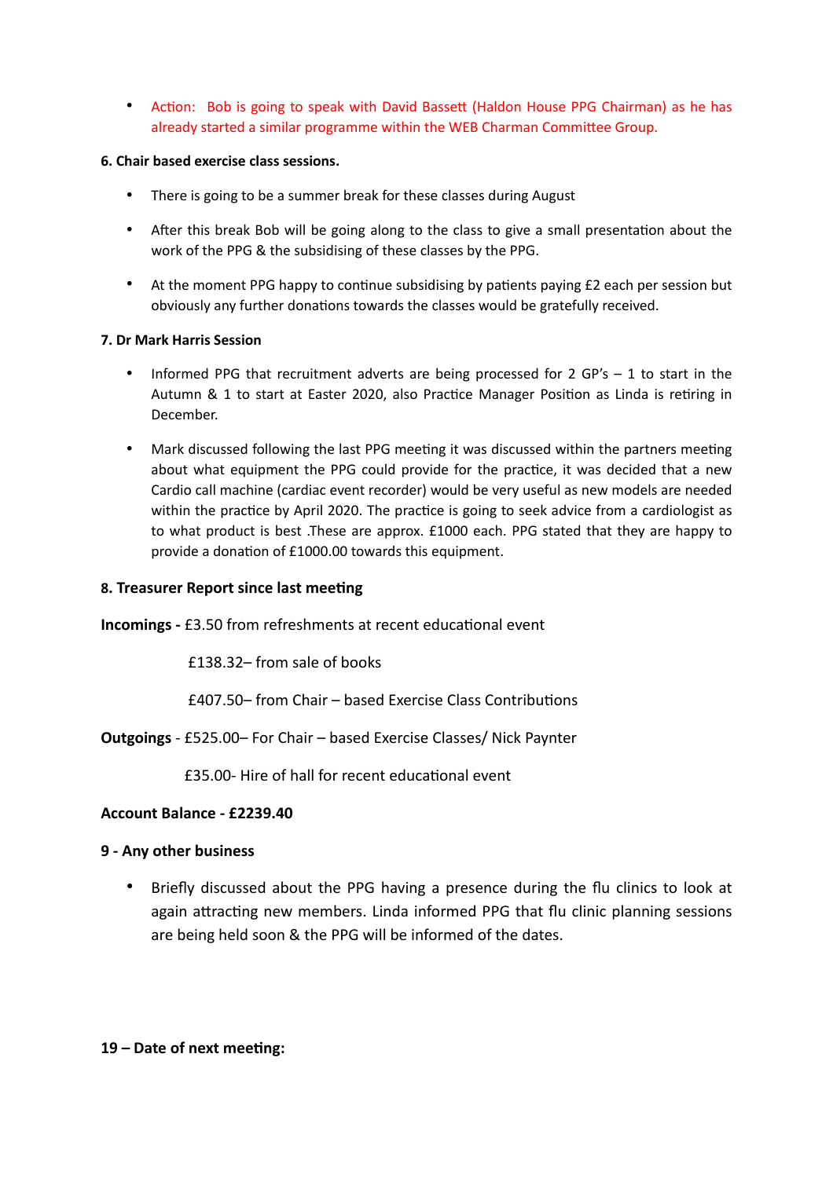- Action: Bob is going to speak with David Bassett (Haldon House PPG Chairman) as he has already started a similar programme within the WEB Charman Committee Group.

**6. Chair based exercise class sessions.**

- There is going to be a summer break for these classes during August
- After this break Bob will be going along to the class to give a small presentation about the work of the PPG & the subsidising of these classes by the PPG.
- At the moment PPG happy to continue subsidising by patients paying £2 each per session but obviously any further donations towards the classes would be gratefully received.

**7. Dr Mark Harris Session**

- Informed PPG that recruitment adverts are being processed for 2 GP's – 1 to start in the Autumn & 1 to start at Easter 2020, also Practice Manager Position as Linda is retiring in December.
- Mark discussed following the last PPG meeting it was discussed within the partners meeting about what equipment the PPG could provide for the practice, it was decided that a new Cardio call machine (cardiac event recorder) would be very useful as new models are needed within the practice by April 2020. The practice is going to seek advice from a cardiologist as to what product is best .These are approx. £1000 each. PPG stated that they are happy to provide a donation of £1000.00 towards this equipment.

**8. Treasurer Report since last meeting**

**Incomings -** £3.50 from refreshments at recent educational event

£138.32– from sale of books

£407.50– from Chair – based Exercise Class Contributions

**Outgoings** - £525.00– For Chair – based Exercise Classes/ Nick Paynter

£35.00- Hire of hall for recent educational event

**Account Balance - £2239.40**

**9 - Any other business**

- Briefly discussed about the PPG having a presence during the flu clinics to look at again attracting new members. Linda informed PPG that flu clinic planning sessions are being held soon & the PPG will be informed of the dates.

**19 – Date of next meeting:**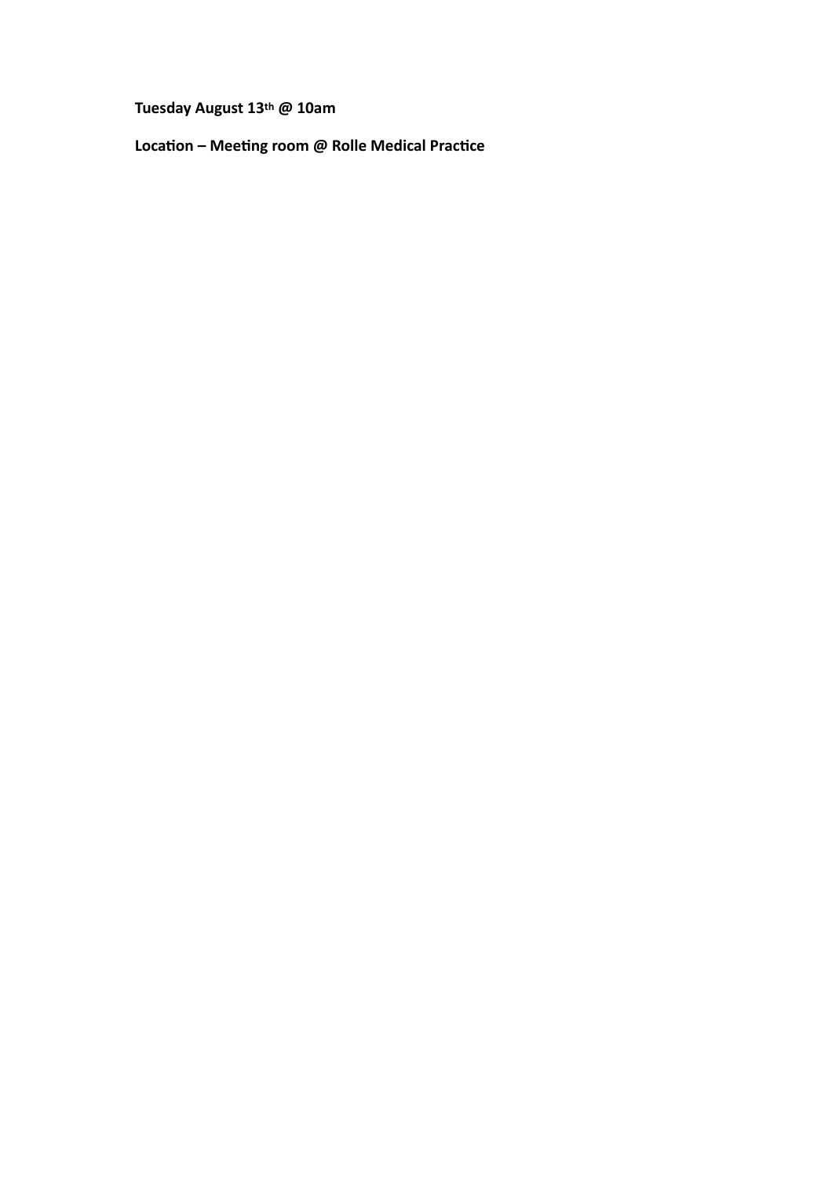**Tuesday August 13th @ 10am**

**Location – Meeting room @ Rolle Medical Practice**